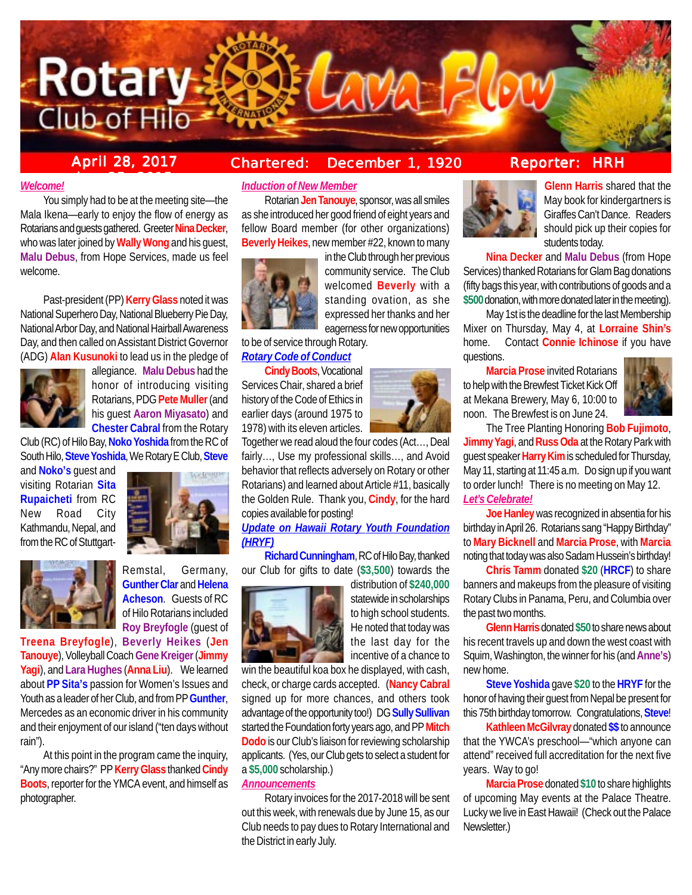# Rotary Club of Hilo — Lava Flow

**April 28, 2017** | **Chartered: December 1, 1920** | **Reporter: HRH**

***Welcome!***

You simply had to be at the meeting site—the Mala Ikena—early to enjoy the flow of energy as Rotarians and guests gathered. Greeter **Nina Decker**, who was later joined by **Wally Wong** and his guest, **Malu Debus**, from Hope Services, made us feel welcome.

Past-president (PP) **Kerry Glass** noted it was National Superhero Day, National Blueberry Pie Day, National Arbor Day, and National Hairball Awareness Day, and then called on Assistant District Governor (ADG) **Alan Kusunoki** to lead us in the pledge of allegiance. **Malu Debus** had the honor of introducing visiting Rotarians, PDG **Pete Muller** (and his guest **Aaron Miyasato**) and **Chester Cabral** from the Rotary Club (RC) of Hilo Bay, **Noko Yoshida** from the RC of South Hilo, **Steve Yoshida**, We Rotary E Club, **Steve** and **Noko's** guest and visiting Rotarian **Sita Rupaicheti** from RC New Road City Kathmandu, Nepal, and from the RC of Stuttgart-Remstal, Germany, **Gunther Clar** and **Helena Acheson**. Guests of RC of Hilo Rotarians included **Roy Breyfogle** (guest of **Treena Breyfogle**), **Beverly Heikes** (**Jen Tanouye**), Volleyball Coach **Gene Kreiger** (**Jimmy Yagi**), and **Lara Hughes** (**Anna Liu**). We learned about **PP Sita's** passion for Women's Issues and Youth as a leader of her Club, and from PP **Gunther**, Mercedes as an economic driver in his community and their enjoyment of our island ("ten days without rain").

At this point in the program came the inquiry, "Any more chairs?" PP **Kerry Glass** thanked **Cindy Boots**, reporter for the YMCA event, and himself as photographer.

***Induction of New Member***

Rotarian **Jen Tanouye**, sponsor, was all smiles as she introduced her good friend of eight years and fellow Board member (for other organizations) **Beverly Heikes**, new member #22, known to many in the Club through her previous community service. The Club welcomed **Beverly** with a standing ovation, as she expressed her thanks and her eagerness for new opportunities to be of service through Rotary.

***Rotary Code of Conduct***

**Cindy Boots**, Vocational Services Chair, shared a brief history of the Code of Ethics in earlier days (around 1975 to 1978) with its eleven articles. Together we read aloud the four codes (Act…, Deal fairly…, Use my professional skills…, and Avoid behavior that reflects adversely on Rotary or other Rotarians) and learned about Article #11, basically the Golden Rule. Thank you, **Cindy**, for the hard copies available for posting!

***Update on Hawaii Rotary Youth Foundation (HRYF)***

**Richard Cunningham**, RC of Hilo Bay, thanked our Club for gifts to date (**$3,500**) towards the distribution of **$240,000** statewide in scholarships to high school students. He noted that today was the last day for the incentive of a chance to win the beautiful koa box he displayed, with cash, check, or charge cards accepted. (**Nancy Cabral** signed up for more chances, and others took advantage of the opportunity too!) DG **Sully Sullivan** started the Foundation forty years ago, and PP **Mitch Dodo** is our Club's liaison for reviewing scholarship applicants. (Yes, our Club gets to select a student for a **$5,000** scholarship.)

***Announcements***

Rotary invoices for the 2017-2018 will be sent out this week, with renewals due by June 15, as our Club needs to pay dues to Rotary International and the District in early July.

**Glenn Harris** shared that the May book for kindergartners is Giraffes Can't Dance. Readers should pick up their copies for students today.

**Nina Decker** and **Malu Debus** (from Hope Services) thanked Rotarians for Glam Bag donations (fifty bags this year, with contributions of goods and a **$500** donation, with more donated later in the meeting).

May 1st is the deadline for the last Membership Mixer on Thursday, May 4, at **Lorraine Shin's** home. Contact **Connie Ichinose** if you have questions.

**Marcia Prose** invited Rotarians to help with the Brewfest Ticket Kick Off at Mekana Brewery, May 6, 10:00 to noon. The Brewfest is on June 24.

The Tree Planting Honoring **Bob Fujimoto**, **Jimmy Yagi**, and **Russ Oda** at the Rotary Park with guest speaker **Harry Kim** is scheduled for Thursday, May 11, starting at 11:45 a.m. Do sign up if you want to order lunch! There is no meeting on May 12.

***Let's Celebrate!***

**Joe Hanley** was recognized in absentia for his birthday in April 26. Rotarians sang "Happy Birthday" to **Mary Bicknell** and **Marcia Prose**, with **Marcia** noting that today was also Sadam Hussein's birthday!

**Chris Tamm** donated **$20** (**HRCF**) to share banners and makeups from the pleasure of visiting Rotary Clubs in Panama, Peru, and Columbia over the past two months.

**Glenn Harris** donated **$50** to share news about his recent travels up and down the west coast with Squim, Washington, the winner for his (and **Anne's**) new home.

**Steve Yoshida** gave **$20** to the **HRYF** for the honor of having their guest from Nepal be present for this 75th birthday tomorrow. Congratulations, **Steve**!

**Kathleen McGilvray** donated **$$** to announce that the YWCA's preschool—"which anyone can attend" received full accreditation for the next five years. Way to go!

**Marcia Prose** donated **$10** to share highlights of upcoming May events at the Palace Theatre. Lucky we live in East Hawaii! (Check out the Palace Newsletter.)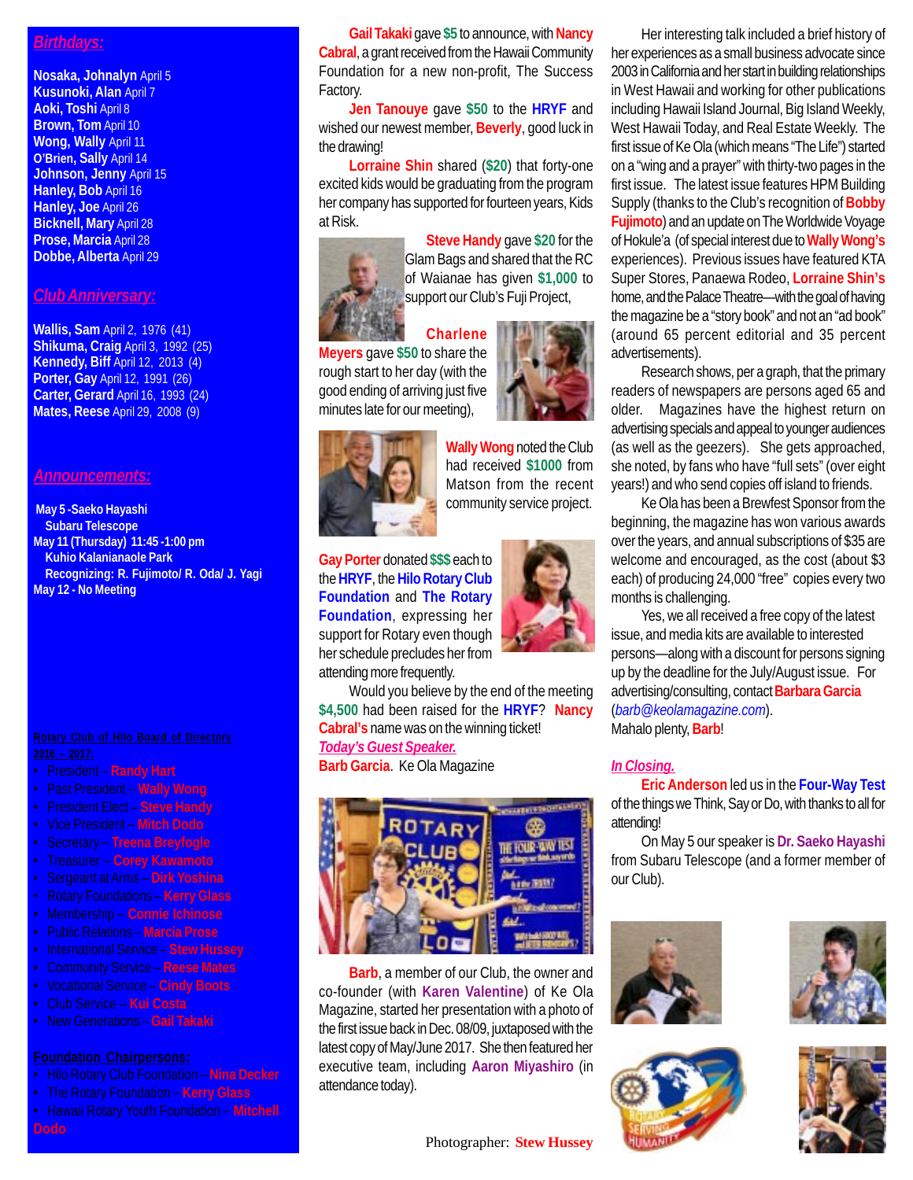## *Birthdays:*

**Nosaka, Johnalyn** April 5
**Kusunoki, Alan** April 7
**Aoki, Toshi** April 8
**Brown, Tom** April 10
**Wong, Wally** April 11
**O'Brien, Sally** April 14
**Johnson, Jenny** April 15
**Hanley, Bob** April 16
**Hanley, Joe** April 26
**Bicknell, Mary** April 28
**Prose, Marcia** April 28
**Dobbe, Alberta** April 29

## *Club Anniversary:*

**Wallis, Sam** April 2, 1976 (41)
**Shikuma, Craig** April 3, 1992 (25)
**Kennedy, Biff** April 12, 2013 (4)
**Porter, Gay** April 12, 1991 (26)
**Carter, Gerard** April 16, 1993 (24)
**Mates, Reese** April 29, 2008 (9)

## *Announcements:*

**May 5 -Saeko Hayashi**
**Subaru Telescope**
**May 11 (Thursday) 11:45 -1:00 pm**
**Kuhio Kalanianaole Park**
**Recognizing: R. Fujimoto/ R. Odal/ J. Yagi**
**May 12 - No Meeting**

**Rotary Club of Hilo Board of Directors**
**2016 – 2017:**

- President – **Randy Hart**
- Past President – **Wally Wong**
- President Elect – **Steve Handy**
- Vice President – **Mitch Dodo**
- Secretary – **Treena Breyfogle**
- Treasurer – **Corey Kawamoto**
- Sergeant at Arms – **Dirk Yoshina**
- Rotary Foundations – **Kerry Glass**
- Membership – **Connie Ichinose**
- Public Relations – **Marcia Prose**
- International Service – **Stew Hussey**
- Community Service – **Reese Mates**
- Vocational Service – **Cindy Boots**
- Club Service – **Kui Costa**
- New Generations – **Gail Takaki**

**Foundation Chairpersons:**

- Hilo Rotary Club Foundation – **Nina Decker**
- The Rotary Foundation – **Kerry Glass**
- Hawaii Rotary Youth Foundation – **Mitchell Dodo**

**Gail Takaki** gave **$5** to announce, with **Nancy Cabral**, a grant received from the Hawaii Community Foundation for a new non-profit, The Success Factory.

**Jen Tanouye** gave **$50** to the **HRYF** and wished our newest member, **Beverly**, good luck in the drawing!

**Lorraine Shin** shared (**$20**) that forty-one excited kids would be graduating from the program her company has supported for fourteen years, Kids at Risk.

**Steve Handy** gave **$20** for the Glam Bags and shared that the RC of Waianae has given **$1,000** to support our Club's Fuji Project,

**Charlene Meyers** gave **$50** to share the rough start to her day (with the good ending of arriving just five minutes late for our meeting),

**Wally Wong** noted the Club had received **$1000** from Matson from the recent community service project.

**Gay Porter** donated **$$$** each to the **HRYF**, the **Hilo Rotary Club Foundation** and **The Rotary Foundation**, expressing her support for Rotary even though her schedule precludes her from attending more frequently.

Would you believe by the end of the meeting **$4,500** had been raised for the **HRYF**? **Nancy Cabral's** name was on the winning ticket!

***Today's Guest Speaker.***
**Barb Garcia**. Ke Ola Magazine

**Barb**, a member of our Club, the owner and co-founder (with **Karen Valentine**) of Ke Ola Magazine, started her presentation with a photo of the first issue back in Dec. 08/09, juxtaposed with the latest copy of May/June 2017. She then featured her executive team, including **Aaron Miyashiro** (in attendance today).

Her interesting talk included a brief history of her experiences as a small business advocate since 2003 in California and her start in building relationships in West Hawaii and working for other publications including Hawaii Island Journal, Big Island Weekly, West Hawaii Today, and Real Estate Weekly. The first issue of Ke Ola (which means "The Life") started on a "wing and a prayer" with thirty-two pages in the first issue. The latest issue features HPM Building Supply (thanks to the Club's recognition of **Bobby Fujimoto**) and an update on The Worldwide Voyage of Hokule'a (of special interest due to **Wally Wong's** experiences). Previous issues have featured KTA Super Stores, Panaewa Rodeo, **Lorraine Shin's** home, and the Palace Theatre—with the goal of having the magazine be a "story book" and not an "ad book" (around 65 percent editorial and 35 percent advertisements).

Research shows, per a graph, that the primary readers of newspapers are persons aged 65 and older. Magazines have the highest return on advertising specials and appeal to younger audiences (as well as the geezers). She gets approached, she noted, by fans who have "full sets" (over eight years!) and who send copies off island to friends.

Ke Ola has been a Brewfest Sponsor from the beginning, the magazine has won various awards over the years, and annual subscriptions of $35 are welcome and encouraged, as the cost (about $3 each) of producing 24,000 "free" copies every two months is challenging.

Yes, we all received a free copy of the latest issue, and media kits are available to interested persons—along with a discount for persons signing up by the deadline for the July/August issue. For advertising/consulting, contact **Barbara Garcia** (*barb@keolamagazine.com*).
Mahalo plenty, **Barb**!

***In Closing.***
**Eric Anderson** led us in the **Four-Way Test** of the things we Think, Say or Do, with thanks to all for attending!

On May 5 our speaker is **Dr. Saeko Hayashi** from Subaru Telescope (and a former member of our Club).

Photographer: **Stew Hussey**